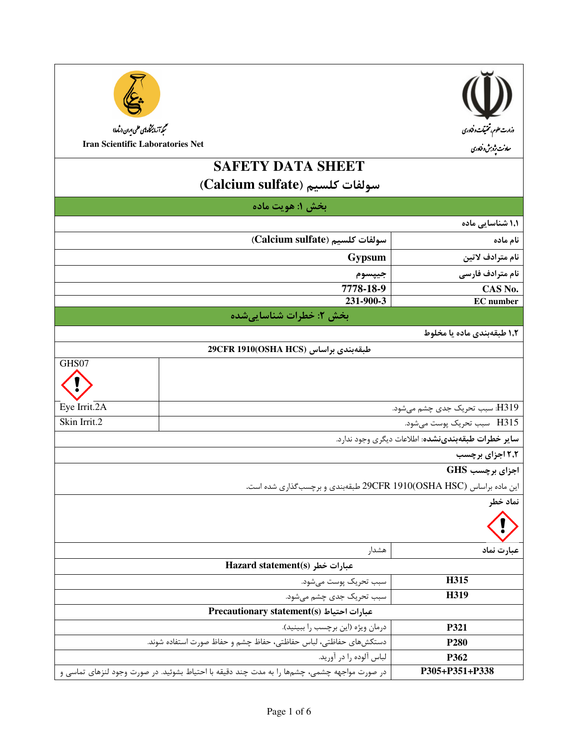وزارت علوم، تحقیقات و فناوری
معاونت پژوهش و فناوری

شبکه آزمایشگاه‌های علمی ایران (شاعا)
Iran Scientific Laboratories Net

# SAFETY DATA SHEET
# سولفات کلسیم (Calcium sulfate)

## بخش ۱: هویت ماده

**۱،۱ شناسایی ماده**

| | |
|---|---|
| **نام ماده** | **سولفات کلسیم (Calcium sulfate)** |
| **نام مترادف لاتین** | **Gypsum** |
| **نام مترادف فارسی** | **جیپسوم** |
| **CAS No.** | **7778-18-9** |
| **EC number** | **231-900-3** |

## بخش ۲: خطرات شناسایی‌شده

**۱،۲ طبقه‌بندی ماده یا مخلوط**

**طبقه‌بندی براساس 29CFR 1910(OSHA HCS)**

| | |
|---|---|
| GHS07 | |
| Eye Irrit.2A | H319: سبب تحریک جدی چشم می‌شود. |
| Skin Irrit.2 | H315 سبب تحریک پوست می‌شود. |

**سایر خطرات طبقه‌بندی‌نشده**: اطلاعات دیگری وجود ندارد.

**۲،۲ اجزای برچسب**

**اجزای برچسب GHS**

این ماده براساس 29CFR 1910(OSHA HSC) طبقه‌بندی و برچسب‌گذاری شده است.

**نماد خطر**

| | |
|---|---|
| **عبارت نماد** | هشدار |

**Hazard statement(s) عبارات خطر**

| | |
|---|---|
| **H315** | سبب تحریک پوست می‌شود. |
| **H319** | سبب تحریک جدی چشم می‌شود. |

**Precautionary statement(s) عبارات احتیاط**

| | |
|---|---|
| **P321** | درمان ویژه (این برچسب را ببینید). |
| **P280** | دستکش‌های حفاظتی، لباس حفاظتی، حفاظ چشم و حفاظ صورت استفاده شوند. |
| **P362** | لباس آلوده را در آورید. |
| **P305+P351+P338** | در صورت مواجهه چشمی، چشم‌ها را به مدت چند دقیقه با احتیاط بشوئید. در صورت وجود لنزهای تماسی و |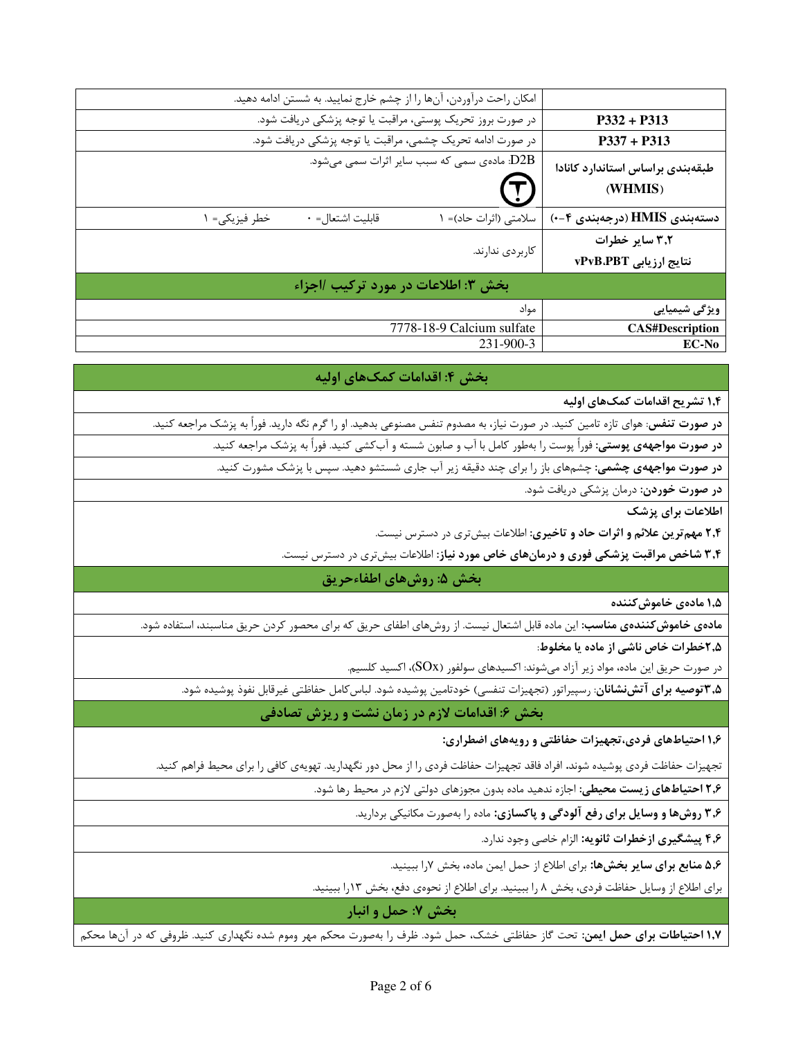| | |
|---|---|
| | امکان راحت درآوردن، آن‌ها را از چشم خارج نمایید. به شستن ادامه دهید. |
| **P332 + P313** | در صورت بروز تحریک پوستی، مراقبت یا توجه پزشکی دریافت شود. |
| **P337 + P313** | در صورت ادامه تحریک چشمی، مراقبت یا توجه پزشکی دریافت شود. |
| **طبقه‌بندی براساس استاندارد کانادا (WHMIS)** | D2B: ماده‌ی سمی که سبب سایر اثرات سمی می‌شود. |
| **دسته‌بندی HMIS (درجه‌بندی ۴-۰)** | سلامتی (اثرات حاد)= ۱ قابلیت اشتعال= ۰ خطر فیزیکی= ۱ |
| **۳،۲ سایر خطرات نتایج ارزیابی vPvB،PBT** | کاربردی ندارند. |

## بخش ۳: اطلاعات در مورد ترکیب /اجزاء

| | |
|---|---|
| **ویژگی شیمیایی** | مواد |
| **CAS#Description** | 7778-18-9 Calcium sulfate |
| **EC-No** | 231-900-3 |

## بخش ۴: اقدامات کمک‌های اولیه

**۱،۴ تشریح اقدامات کمک‌های اولیه**

**در صورت تنفس:** هوای تازه تامین کنید. در صورت نیاز، به مصدوم تنفس مصنوعی بدهید. او را گرم نگه دارید. فوراً به پزشک مراجعه کنید.

**در صورت مواجهه‌ی پوستی:** فوراً پوست را به‌طور کامل با آب و صابون شسته و آب‌کشی کنید. فوراً به پزشک مراجعه کنید.

**در صورت مواجهه‌ی چشمی:** چشم‌های باز را برای چند دقیقه زیر آب جاری شستشو دهید. سپس با پزشک مشورت کنید.

**در صورت خوردن:** درمان پزشکی دریافت شود.

**اطلاعات برای پزشک**

**۲،۴ مهم‌ترین علائم و اثرات حاد و تاخیری:** اطلاعات بیش‌تری در دسترس نیست.

**۳،۴ شاخص مراقبت پزشکی فوری و درمان‌های خاص مورد نیاز:** اطلاعات بیش‌تری در دسترس نیست.

## بخش ۵: روش‌های اطفاءحریق

**۱،۵ ماده‌ی خاموش‌کننده**

**ماده‌ی خاموش‌کننده‌ی مناسب:** این ماده قابل اشتعال نیست. از روش‌های اطفای حریق که برای محصور کردن حریق مناسبند، استفاده شود.

**۲،۵خطرات خاص ناشی از ماده یا مخلوط:**

در صورت حریق این ماده، مواد زیر آزاد می‌شوند: اکسیدهای سولفور (SOx)، اکسید کلسیم.

**۳،۵توصیه برای آتش‌نشانان:** رسپیراتور (تجهیزات تنفسی) خودتامین پوشیده شود. لباس‌کامل حفاظتی غیرقابل نفوذ پوشیده شود.

## بخش ۶: اقدامات لازم در زمان نشت و ریزش تصادفی

**۱،۶ احتیاط‌های فردی،تجهیزات حفاظتی و رویه‌های اضطراری:**

تجهیزات حفاظت فردی پوشیده شوند. افراد فاقد تجهیزات حفاظت فردی را از محل دور نگهدارید. تهویه‌ی کافی را برای محیط فراهم کنید.

**۲،۶ احتیاط‌های زیست محیطی:** اجازه ندهید ماده بدون مجوزهای دولتی لازم در محیط رها شود.

**۳،۶ روش‌ها و وسایل برای رفع آلودگی و پاکسازی:** ماده را به‌صورت مکانیکی بردارید.

**۴،۶ پیشگیری ازخطرات ثانویه:** الزام خاصی وجود ندارد.

**۵،۶ منابع برای سایر بخش‌ها:** برای اطلاع از حمل ایمن ماده، بخش ۷را ببینید.

برای اطلاع از وسایل حفاظت فردی، بخش ۸ را ببینید. برای اطلاع از نحوه‌ی دفع، بخش ۱۳را ببینید.

## بخش ۷: حمل و انبار

**۱،۷ احتیاطات برای حمل ایمن:** تحت گاز حفاظتی خشک، حمل شود. ظرف را به‌صورت محکم مهر وموم شده نگهداری کنید. ظروفی که در آن‌ها محکم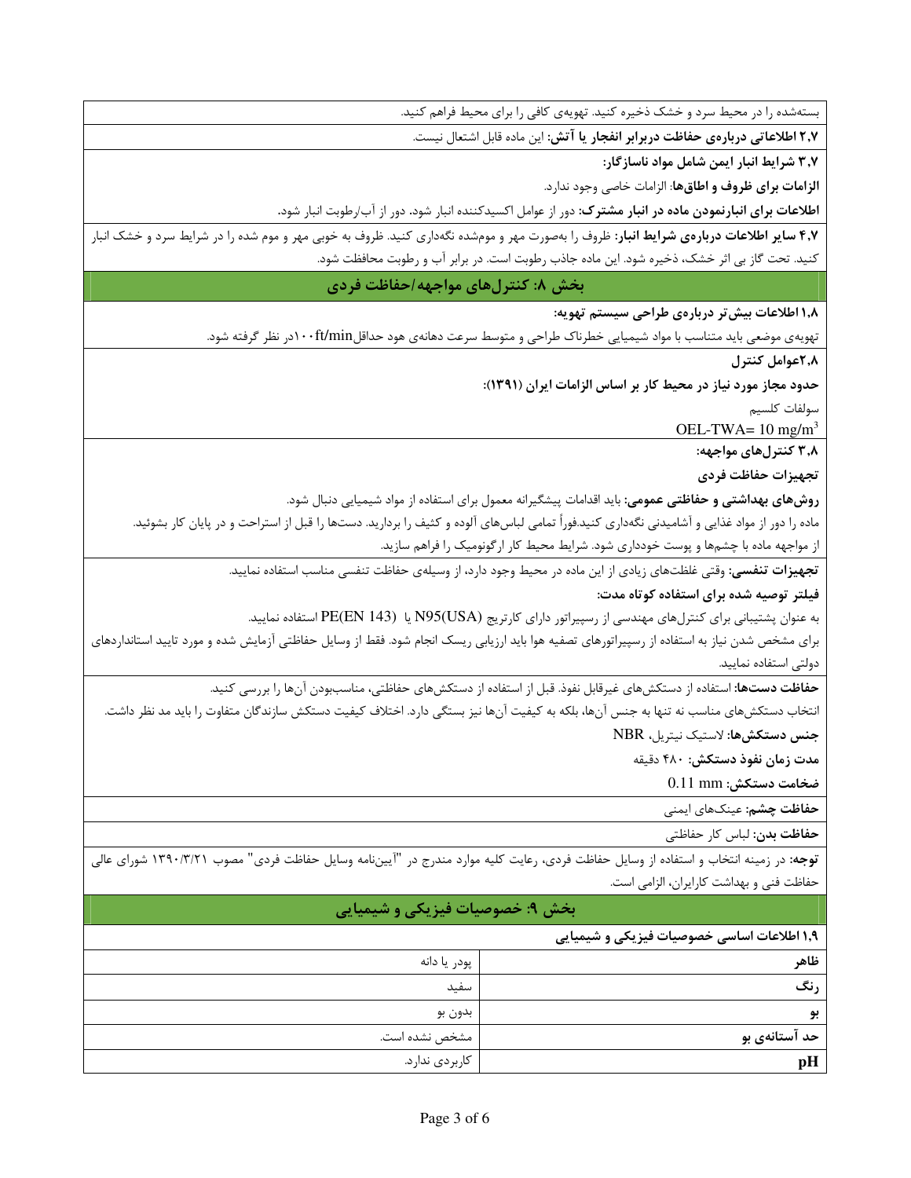بسته‌شده را در محیط سرد و خشک ذخیره کنید. تهویه‌ی کافی را برای محیط فراهم کنید.

**۲٫۷ اطلاعاتی درباره‌ی حفاظت دربرابر انفجار یا آتش:** این ماده قابل اشتعال نیست.

**۳٫۷ شرایط انبار ایمن شامل مواد ناسازگار:**

**الزامات برای ظروف و اطاق‌ها**: الزامات خاصی وجود ندارد.

**اطلاعات برای انبارنمودن ماده در انبار مشترک:** دور از عوامل اکسیدکننده انبار شود. دور از آب/رطوبت انبار شود.

**۴٫۷ سایر اطلاعات درباره‌ی شرایط انبار:** ظروف را به‌صورت مهر و موم‌شده نگه‌داری کنید. ظروف به خوبی مهر و موم شده را در شرایط سرد و خشک انبار کنید. تحت گاز بی اثر خشک، ذخیره شود. این ماده جاذب رطوبت است. در برابر آب و رطوبت محافظت شود.

## بخش ۸: کنترل‌های مواجهه/حفاظت فردی

**۱٫۸ اطلاعات بیش‌تر درباره‌ی طراحی سیستم تهویه:**

تهویه‌ی موضعی باید متناسب با مواد شیمیایی خطرناک طراحی و متوسط سرعت دهانه‌ی هود حداقل۱۰۰ft/minدر نظر گرفته شود.

**۲٫۸عوامل کنترل**

**حدود مجاز مورد نیاز در محیط کار بر اساس الزامات ایران (۱۳۹۱):**

سولفات کلسیم

OEL-TWA= 10 $mg/m^3$

**۳٫۸ کنترل‌های مواجهه:**

**تجهیزات حفاظت فردی**

**روش‌های بهداشتی و حفاظتی عمومی:** باید اقدامات پیشگیرانه معمول برای استفاده از مواد شیمیایی دنبال شود.

ماده را دور از مواد غذایی و آشامیدنی نگه‌داری کنید.فوراً تمامی لباس‌های آلوده و کثیف را بردارید. دست‌ها را قبل از استراحت و در پایان کار بشوئید.

از مواجهه ماده با چشم‌ها و پوست خودداری شود. شرایط محیط کار ارگونومیک را فراهم سازید.

**تجهیزات تنفسی:** وقتی غلظت‌های زیادی از این ماده در محیط وجود دارد، از وسیله‌ی حفاظت تنفسی مناسب استفاده نمایید.

**فیلتر توصیه شده برای استفاده کوتاه مدت:**

به عنوان پشتیبانی برای کنترل‌های مهندسی از رسپیراتور دارای کارتریج N95(USA) یا PE(EN 143) استفاده نمایید.

برای مشخص شدن نیاز به استفاده از رسپیراتورهای تصفیه هوا باید ارزیابی ریسک انجام شود. فقط از وسایل حفاظتی آزمایش شده و مورد تایید استانداردهای دولتی استفاده نمایید.

**حفاظت دست‌ها:** استفاده از دستکش‌های غیرقابل نفوذ. قبل از استفاده از دستکش‌های حفاظتی، مناسب‌بودن آن‌ها را بررسی کنید.

انتخاب دستکش‌های مناسب نه تنها به جنس آن‌ها، بلکه به کیفیت آن‌ها نیز بستگی دارد. اختلاف کیفیت دستکش سازندگان متفاوت را باید مد نظر داشت.

**جنس دستکش‌ها:** لاستیک نیتریل، NBR

**مدت زمان نفوذ دستکش:** ۴۸۰ دقیقه

**ضخامت دستکش:** 0.11 mm

**حفاظت چشم:** عینک‌های ایمنی

**حفاظت بدن:** لباس کار حفاظتی

**توجه:** در زمینه انتخاب و استفاده از وسایل حفاظت فردی، رعایت کلیه موارد مندرج در "آیین‌نامه وسایل حفاظت فردی" مصوب ۱۳۹۰/۳/۲۱ شورای عالی حفاظت فنی و بهداشت کارایران، الزامی است.

## بخش ۹: خصوصیات فیزیکی و شیمیایی

**۱٫۹ اطلاعات اساسی خصوصیات فیزیکی و شیمیایی**

| | |
|---|---|
| **ظاهر** | پودر یا دانه |
| **رنگ** | سفید |
| **بو** | بدون بو |
| **حد آستانه‌ی بو** | مشخص نشده است. |
| **pH** | کاربردی ندارد. |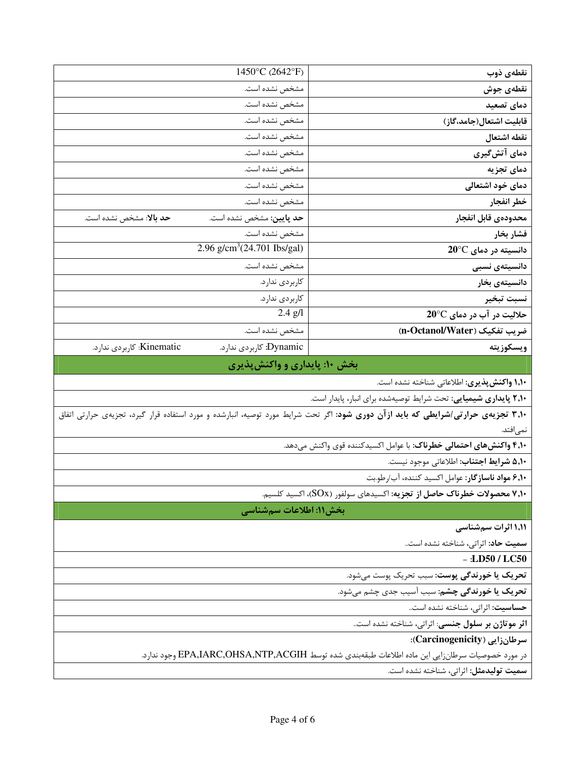| | | |
|---|---|---|
| نقطه‌ی ذوب | 1450°C (2642°F) | |
| نقطه‌ی جوش | مشخص نشده است. | |
| دمای تصعید | مشخص نشده است. | |
| قابلیت اشتعال(جامد،گاز) | مشخص نشده است. | |
| نقطه اشتعال | مشخص نشده است. | |
| دمای آتش‌گیری | مشخص نشده است. | |
| دمای تجزیه | مشخص نشده است. | |
| دمای خود اشتعالی | مشخص نشده است. | |
| خطر انفجار | مشخص نشده است. | |
| محدوده‌ی قابل انفجار | **حد پایین:** مشخص نشده است. | **حد بالا:** مشخص نشده است. |
| فشار بخار | مشخص نشده است. | |
| دانسیته در دمای 20°C | 2.96 $g/cm^3$(24.701 Ibs/gal) | |
| دانسیته‌ی نسبی | مشخص نشده است. | |
| دانسیته‌ی بخار | کاربردی ندارد. | |
| نسبت تبخیر | کاربردی ندارد. | |
| حلالیت در آب در دمای 20°C | 2.4 g/l | |
| ضریب تفکیک (n-Octanol/Water) | مشخص نشده است. | |
| ویسکوزیته | Dynamic: کاربردی ندارد. | Kinematic: کاربردی ندارد. |

## بخش ۱۰: پایداری و واکنش‌پذیری

**۱،۱۰ واکنش‌پذیری:** اطلاعاتی شناخته نشده است.

**۲،۱۰ پایداری شیمیایی:** تحت شرایط توصیه‌شده برای انبار، پایدار است.

**۳،۱۰ تجزیه‌ی حرارتی/شرایطی که باید ازآن دوری شود:** اگر تحت شرایط مورد توصیه، انبارشده و مورد استفاده قرار گیرد، تجزیه‌ی حرارتی اتفاق نمی‌افتد.

**۴،۱۰ واکنش‌های احتمالی خطرناک:** با عوامل اکسیدکننده قوی واکنش می‌دهد.

**۵،۱۰ شرایط اجتناب:** اطلاعاتی موجود نیست.

**۶،۱۰ مواد ناسازگار:** عوامل اکسید کننده، آب/رطوبت

**۷،۱۰ محصولات خطرناک حاصل از تجزیه:** اکسیدهای سولفور (SOx)، اکسید کلسیم.

## بخش۱۱: اطلاعات سم‌شناسی

**۱،۱۱ اثرات سم‌شناسی**

**سمیت حاد:** اثراتی، شناخته نشده است..

**LD50 / LC50:** -

**تحریک یا خورندگی پوست:** سبب تحریک پوست می‌شود.

**تحریک یا خورندگی چشم:** سبب آسیب جدی چشم می‌شود.

**حساسیت:** اثراتی، شناخته نشده است..

**اثر موتاژن بر سلول جنسی:** اثراتی، شناخته نشده است..

**سرطان‌زایی (Carcinogenicity):**

در مورد خصوصیات سرطان‌زایی این ماده اطلاعات طبقه‌بندی شده توسط EPA,IARC,OHSA,NTP,ACGIH وجود ندارد.

**سمیت تولیدمثل:** اثراتی، شناخته نشده است.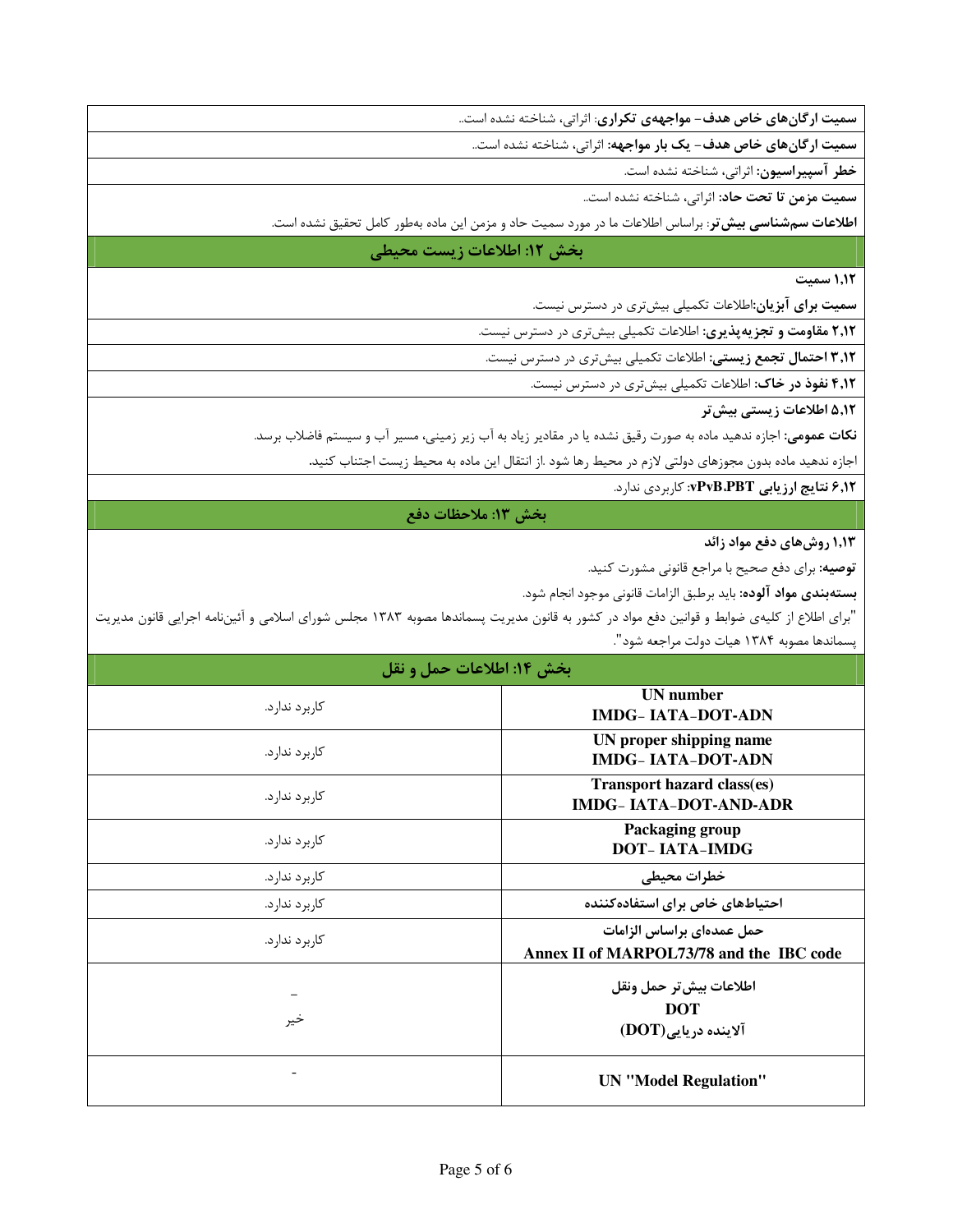**سمیت ارگان‌های خاص هدف- مواجهه‌ی تکراری**: اثراتی، شناخته نشده است..

**سمیت ارگان‌های خاص هدف- یک بار مواجهه**: اثراتی، شناخته نشده است..

**خطر آسپیراسیون**: اثراتی، شناخته نشده است.

**سمیت مزمن تا تحت حاد**: اثراتی، شناخته نشده است..

**اطلاعات سم‌شناسی بیش‌تر**: براساس اطلاعات ما در مورد سمیت حاد و مزمن این ماده به‌طور کامل تحقیق نشده است.

## بخش ۱۲: اطلاعات زیست محیطی

**۱,۱۲ سمیت**

**سمیت برای آبزیان**:اطلاعات تکمیلی بیش‌تری در دسترس نیست.

**۲,۱۲ مقاومت و تجزیه‌پذیری**: اطلاعات تکمیلی بیش‌تری در دسترس نیست.

**۳,۱۲ احتمال تجمع زیستی**: اطلاعات تکمیلی بیش‌تری در دسترس نیست.

**۴,۱۲ نفوذ در خاک**: اطلاعات تکمیلی بیش‌تری در دسترس نیست.

**۵,۱۲ اطلاعات زیستی بیش‌تر**

**نکات عمومی**: اجازه ندهید ماده به صورت رقیق نشده یا در مقادیر زیاد به آب زیر زمینی، مسیر آب و سیستم فاضلاب برسد.

اجازه ندهید ماده بدون مجوزهای دولتی لازم در محیط رها شود .از انتقال این ماده به محیط زیست اجتناب کنید.

**۶,۱۲ نتایج ارزیابی vPvB.PBT**: کاربردی ندارد.

## بخش ۱۳: ملاحظات دفع

**۱,۱۳ روش‌های دفع مواد زائد**

**توصیه**: برای دفع صحیح با مراجع قانونی مشورت کنید.

**بسته‌بندی مواد آلوده**: باید برطبق الزامات قانونی موجود انجام شود.

"برای اطلاع از کلیه‌ی ضوابط و قوانین دفع مواد در کشور به قانون مدیریت پسماندها مصوبه ۱۳۸۳ مجلس شورای اسلامی و آئین‌نامه اجرایی قانون مدیریت پسماندها مصوبه ۱۳۸۴ هیات دولت مراجعه شود".

## بخش ۱۴: اطلاعات حمل و نقل

| | |
|---|---|
| **UN number IMDG- IATA-DOT-ADN** | کاربرد ندارد. |
| **UN proper shipping name IMDG- IATA-DOT-ADN** | کاربرد ندارد. |
| **Transport hazard class(es) IMDG- IATA-DOT-AND-ADR** | کاربرد ندارد. |
| **Packaging group DOT- IATA-IMDG** | کاربرد ندارد. |
| **خطرات محیطی** | کاربرد ندارد. |
| **احتیاط‌های خاص برای استفاده‌کننده** | کاربرد ندارد. |
| **حمل عمده‌ای براساس الزامات Annex II of MARPOL73/78 and the IBC code** | کاربرد ندارد. |
| **اطلاعات بیش‌تر حمل ونقل DOT آلاینده دریایی(DOT)** | - خیر |
| **UN "Model Regulation"** | - |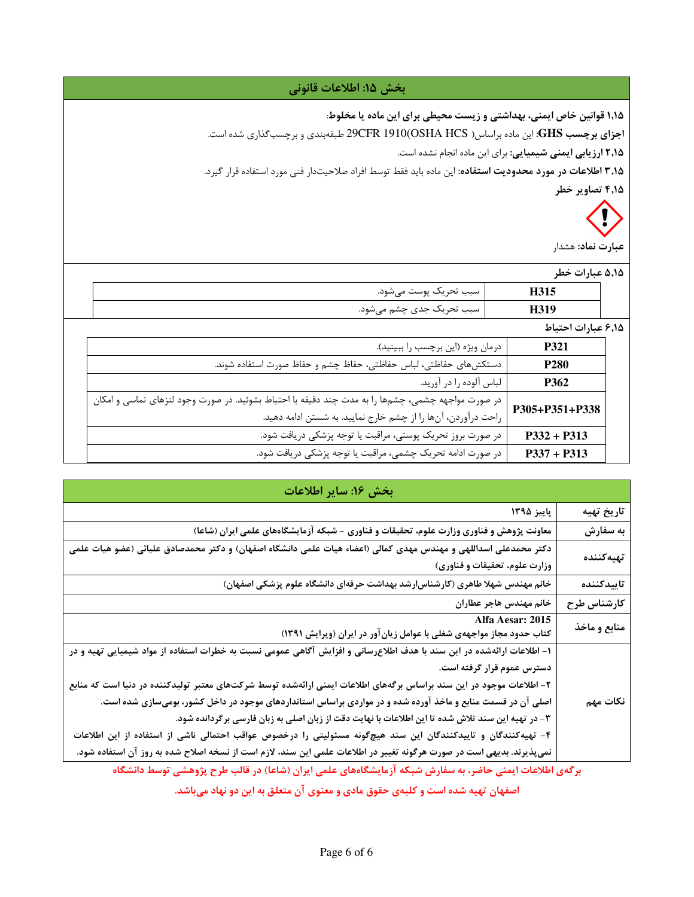## بخش ۱۵: اطلاعات قانونی

**۱,۱۵ قوانین خاص ایمنی، بهداشتی و زیست محیطی برای این ماده یا مخلوط**:

**اجزای برچسب GHS:** این ماده براساس( 29CFR 1910(OSHA HCS طبقه‌بندی و برچسب‌گذاری شده است.

**۲,۱۵ ارزیابی ایمنی شیمیایی:** برای این ماده انجام نشده است.

**۳,۱۵ اطلاعات در مورد محدودیت استفاده:** این ماده باید فقط توسط افراد صلاحیت‌دار فنی مورد استفاده قرار گیرد.

**۴,۱۵ تصاویر خطر**

**عبارت نماد:** هشدار

**۵,۱۵ عبارات خطر**

| | |
|---|---|
| **H315** | سبب تحریک پوست می‌شود. |
| **H319** | سبب تحریک جدی چشم می‌شود. |

**۶,۱۵ عبارات احتیاط**

| | |
|---|---|
| **P321** | درمان ویژه (این برچسب را ببینید). |
| **P280** | دستکش‌های حفاظتی، لباس حفاظتی، حفاظ چشم و حفاظ صورت استفاده شوند. |
| **P362** | لباس آلوده را در آورید. |
| **P305+P351+P338** | در صورت مواجهه چشمی، چشم‌ها را به مدت چند دقیقه با احتیاط بشوئید. در صورت وجود لنزهای تماسی و امکان راحت درآوردن، آن‌ها را از چشم خارج نمایید. به شستن ادامه دهید. |
| **P332 + P313** | در صورت بروز تحریک پوستی، مراقبت یا توجه پزشکی دریافت شود. |
| **P337 + P313** | در صورت ادامه تحریک چشمی، مراقبت یا توجه پزشکی دریافت شود. |

## بخش ۱۶: سایر اطلاعات

| | |
|---|---|
| تاریخ تهیه | پاییز ۱۳۹۵ |
| به سفارش | معاونت پژوهش و فناوری وزارت علوم، تحقیقات و فناوری - شبکه آزمایشگاه‌های علمی ایران (شاعا) |
| تهیه‌کننده | دکتر محمدعلی اسداللهی و مهندس مهدی کمالی (اعضاء هیات علمی دانشگاه اصفهان) و دکتر محمدصادق علیائی (عضو هیات علمی وزارت علوم، تحقیقات و فناوری) |
| تاییدکننده | خانم مهندس شهلا طاهری (کارشناس‌ارشد بهداشت حرفه‌ای دانشگاه علوم پزشکی اصفهان) |
| کارشناس طرح | خانم مهندس هاجر عطاران |
| منابع و ماخذ | Alfa Aesar: 2015<br>کتاب حدود مجاز مواجهه‌ی شغلی با عوامل زیان‌آور در ایران (ویرایش ۱۳۹۱) |
| نکات مهم | ۱- اطلاعات ارائه‌شده در این سند با هدف اطلاع‌رسانی و افزایش آگاهی عمومی نسبت به خطرات استفاده از مواد شیمیایی تهیه و در دسترس عموم قرار گرفته است.<br>۲- اطلاعات موجود در این سند براساس برگه‌های اطلاعات ایمنی ارائه‌شده توسط شرکت‌های معتبر تولیدکننده در دنیا است که منابع اصلی آن در قسمت منابع و ماخذ آورده شده و در مواردی براساس استانداردهای موجود در داخل کشور، بومی‌سازی شده است.<br>۳- در تهیه این سند تلاش شده تا این اطلاعات با نهایت دقت از زبان اصلی به زبان فارسی برگردانده شود.<br>۴- تهیه‌کنندگان و تاییدکنندگان این سند هیچ‌گونه مسئولیتی را درخصوص عواقب احتمالی ناشی از استفاده از این اطلاعات نمی‌پذیرند. بدیهی است در صورت هرگونه تغییر در اطلاعات علمی این سند، لازم است از نسخه اصلاح شده به روز آن استفاده شود. |

**برگه‌ی اطلاعات ایمنی حاضر، به سفارش شبکه آزمایشگاه‌های علمی ایران (شاعا) در قالب طرح پژوهشی توسط دانشگاه اصفهان تهیه شده است و کلیه‌ی حقوق مادی و معنوی آن متعلق به این دو نهاد می‌باشد.**